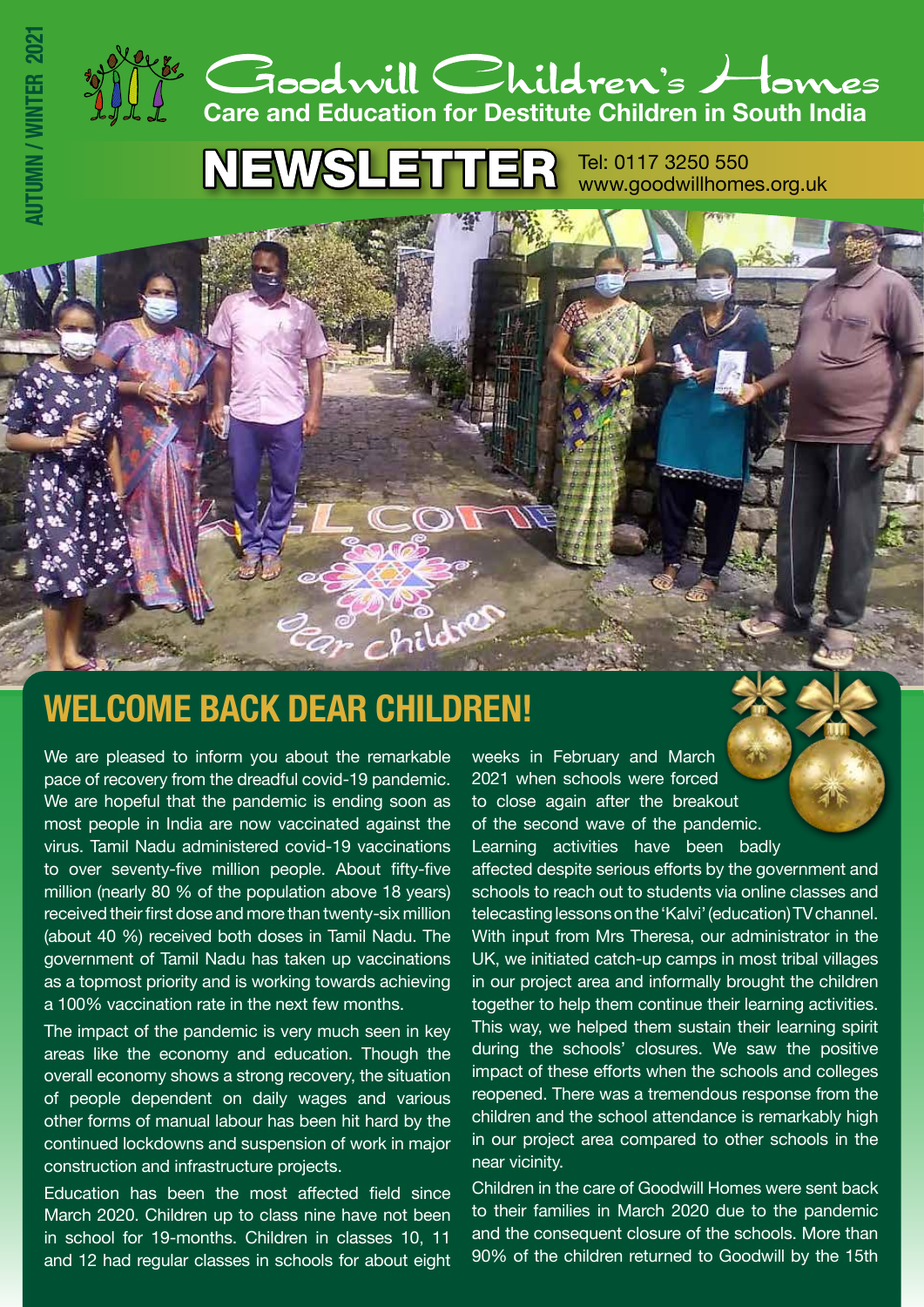AUTUMN / WINTER 2021

# Goodwill Children's Homes

**Care and Education for Destitute Children in South India**

# NEWSLETTER

Tel: 0117 3250 550
www.goodwillhomes.org.uk

## WELCOME BACK DEAR CHILDREN!

We are pleased to inform you about the remarkable pace of recovery from the dreadful covid-19 pandemic. We are hopeful that the pandemic is ending soon as most people in India are now vaccinated against the virus. Tamil Nadu administered covid-19 vaccinations to over seventy-five million people. About fifty-five million (nearly 80 % of the population above 18 years) received their first dose and more than twenty-six million (about 40 %) received both doses in Tamil Nadu. The government of Tamil Nadu has taken up vaccinations as a topmost priority and is working towards achieving a 100% vaccination rate in the next few months.

The impact of the pandemic is very much seen in key areas like the economy and education. Though the overall economy shows a strong recovery, the situation of people dependent on daily wages and various other forms of manual labour has been hit hard by the continued lockdowns and suspension of work in major construction and infrastructure projects.

Education has been the most affected field since March 2020. Children up to class nine have not been in school for 19-months. Children in classes 10, 11 and 12 had regular classes in schools for about eight weeks in February and March 2021 when schools were forced to close again after the breakout of the second wave of the pandemic. Learning activities have been badly affected despite serious efforts by the government and schools to reach out to students via online classes and telecasting lessons on the 'Kalvi' (education) TV channel. With input from Mrs Theresa, our administrator in the UK, we initiated catch-up camps in most tribal villages in our project area and informally brought the children together to help them continue their learning activities. This way, we helped them sustain their learning spirit during the schools' closures. We saw the positive impact of these efforts when the schools and colleges reopened. There was a tremendous response from the children and the school attendance is remarkably high in our project area compared to other schools in the near vicinity.

Children in the care of Goodwill Homes were sent back to their families in March 2020 due to the pandemic and the consequent closure of the schools. More than 90% of the children returned to Goodwill by the 15th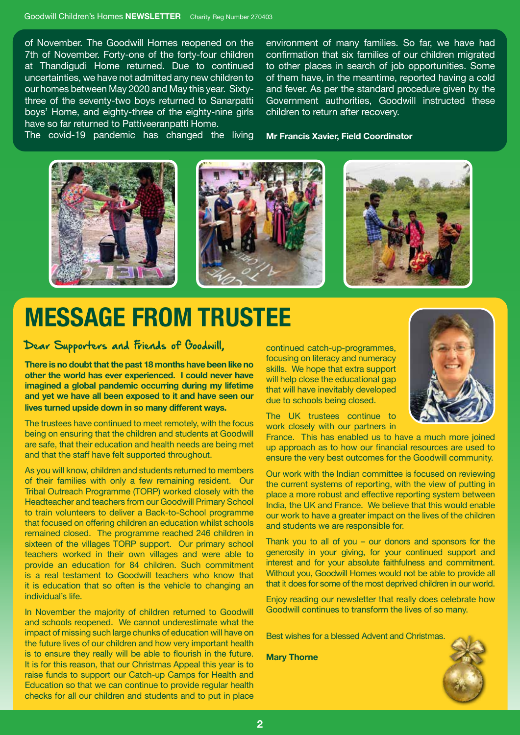of November. The Goodwill Homes reopened on the 7th of November. Forty-one of the forty-four children at Thandigudi Home returned. Due to continued uncertainties, we have not admitted any new children to our homes between May 2020 and May this year. Sixty-three of the seventy-two boys returned to Sanarpatti boys' Home, and eighty-three of the eighty-nine girls have so far returned to Pattiveeranpatti Home.

The covid-19 pandemic has changed the living environment of many families. So far, we have had confirmation that six families of our children migrated to other places in search of job opportunities. Some of them have, in the meantime, reported having a cold and fever. As per the standard procedure given by the Government authorities, Goodwill instructed these children to return after recovery.

**Mr Francis Xavier, Field Coordinator**

# MESSAGE FROM TRUSTEE

## Dear Supporters and Friends of Goodwill,

**There is no doubt that the past 18 months have been like no other the world has ever experienced. I could never have imagined a global pandemic occurring during my lifetime and yet we have all been exposed to it and have seen our lives turned upside down in so many different ways.**

The trustees have continued to meet remotely, with the focus being on ensuring that the children and students at Goodwill are safe, that their education and health needs are being met and that the staff have felt supported throughout.

As you will know, children and students returned to members of their families with only a few remaining resident. Our Tribal Outreach Programme (TORP) worked closely with the Headteacher and teachers from our Goodwill Primary School to train volunteers to deliver a Back-to-School programme that focused on offering children an education whilst schools remained closed. The programme reached 246 children in sixteen of the villages TORP support. Our primary school teachers worked in their own villages and were able to provide an education for 84 children. Such commitment is a real testament to Goodwill teachers who know that it is education that so often is the vehicle to changing an individual's life.

In November the majority of children returned to Goodwill and schools reopened. We cannot underestimate what the impact of missing such large chunks of education will have on the future lives of our children and how very important health is to ensure they really will be able to flourish in the future. It is for this reason, that our Christmas Appeal this year is to raise funds to support our Catch-up Camps for Health and Education so that we can continue to provide regular health checks for all our children and students and to put in place continued catch-up-programmes, focusing on literacy and numeracy skills. We hope that extra support will help close the educational gap that will have inevitably developed due to schools being closed.

The UK trustees continue to work closely with our partners in France. This has enabled us to have a much more joined up approach as to how our financial resources are used to ensure the very best outcomes for the Goodwill community.

Our work with the Indian committee is focused on reviewing the current systems of reporting, with the view of putting in place a more robust and effective reporting system between India, the UK and France. We believe that this would enable our work to have a greater impact on the lives of the children and students we are responsible for.

Thank you to all of you – our donors and sponsors for the generosity in your giving, for your continued support and interest and for your absolute faithfulness and commitment. Without you, Goodwill Homes would not be able to provide all that it does for some of the most deprived children in our world.

Enjoy reading our newsletter that really does celebrate how Goodwill continues to transform the lives of so many.

Best wishes for a blessed Advent and Christmas.

**Mary Thorne**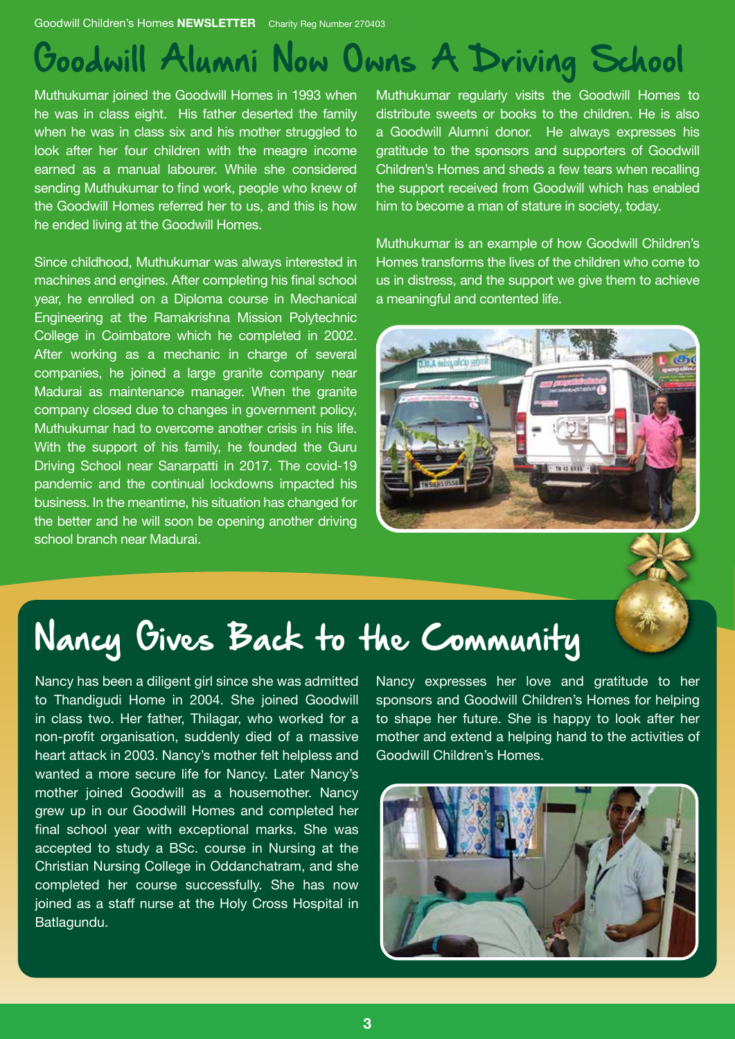# Goodwill Alumni Now Owns A Driving School

Muthukumar joined the Goodwill Homes in 1993 when he was in class eight. His father deserted the family when he was in class six and his mother struggled to look after her four children with the meagre income earned as a manual labourer. While she considered sending Muthukumar to find work, people who knew of the Goodwill Homes referred her to us, and this is how he ended living at the Goodwill Homes.

Since childhood, Muthukumar was always interested in machines and engines. After completing his final school year, he enrolled on a Diploma course in Mechanical Engineering at the Ramakrishna Mission Polytechnic College in Coimbatore which he completed in 2002. After working as a mechanic in charge of several companies, he joined a large granite company near Madurai as maintenance manager. When the granite company closed due to changes in government policy, Muthukumar had to overcome another crisis in his life. With the support of his family, he founded the Guru Driving School near Sanarpatti in 2017. The covid-19 pandemic and the continual lockdowns impacted his business. In the meantime, his situation has changed for the better and he will soon be opening another driving school branch near Madurai.

Muthukumar regularly visits the Goodwill Homes to distribute sweets or books to the children. He is also a Goodwill Alumni donor. He always expresses his gratitude to the sponsors and supporters of Goodwill Children's Homes and sheds a few tears when recalling the support received from Goodwill which has enabled him to become a man of stature in society, today.

Muthukumar is an example of how Goodwill Children's Homes transforms the lives of the children who come to us in distress, and the support we give them to achieve a meaningful and contented life.

# Nancy Gives Back to the Community

Nancy has been a diligent girl since she was admitted to Thandigudi Home in 2004. She joined Goodwill in class two. Her father, Thilagar, who worked for a non-profit organisation, suddenly died of a massive heart attack in 2003. Nancy's mother felt helpless and wanted a more secure life for Nancy. Later Nancy's mother joined Goodwill as a housemother. Nancy grew up in our Goodwill Homes and completed her final school year with exceptional marks. She was accepted to study a BSc. course in Nursing at the Christian Nursing College in Oddanchatram, and she completed her course successfully. She has now joined as a staff nurse at the Holy Cross Hospital in Batlagundu.

Nancy expresses her love and gratitude to her sponsors and Goodwill Children's Homes for helping to shape her future. She is happy to look after her mother and extend a helping hand to the activities of Goodwill Children's Homes.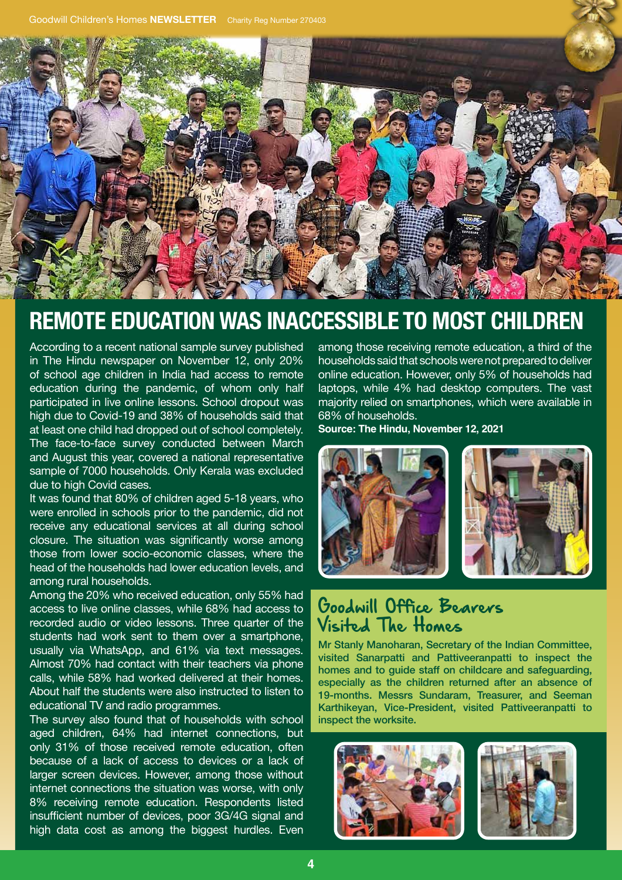# REMOTE EDUCATION WAS INACCESSIBLE TO MOST CHILDREN

According to a recent national sample survey published in The Hindu newspaper on November 12, only 20% of school age children in India had access to remote education during the pandemic, of whom only half participated in live online lessons. School dropout was high due to Covid-19 and 38% of households said that at least one child had dropped out of school completely. The face-to-face survey conducted between March and August this year, covered a national representative sample of 7000 households. Only Kerala was excluded due to high Covid cases.

It was found that 80% of children aged 5-18 years, who were enrolled in schools prior to the pandemic, did not receive any educational services at all during school closure. The situation was significantly worse among those from lower socio-economic classes, where the head of the households had lower education levels, and among rural households.

Among the 20% who received education, only 55% had access to live online classes, while 68% had access to recorded audio or video lessons. Three quarter of the students had work sent to them over a smartphone, usually via WhatsApp, and 61% via text messages. Almost 70% had contact with their teachers via phone calls, while 58% had worked delivered at their homes. About half the students were also instructed to listen to educational TV and radio programmes.

The survey also found that of households with school aged children, 64% had internet connections, but only 31% of those received remote education, often because of a lack of access to devices or a lack of larger screen devices. However, among those without internet connections the situation was worse, with only 8% receiving remote education. Respondents listed insufficient number of devices, poor 3G/4G signal and high data cost as among the biggest hurdles. Even among those receiving remote education, a third of the households said that schools were not prepared to deliver online education. However, only 5% of households had laptops, while 4% had desktop computers. The vast majority relied on smartphones, which were available in 68% of households.

**Source: The Hindu, November 12, 2021**

## Goodwill Office Bearers Visited The Homes

**Mr Stanly Manoharan, Secretary of the Indian Committee, visited Sanarpatti and Pattiveeranpatti to inspect the homes and to guide staff on childcare and safeguarding, especially as the children returned after an absence of 19-months. Messrs Sundaram, Treasurer, and Seeman Karthikeyan, Vice-President, visited Pattiveeranpatti to inspect the worksite.**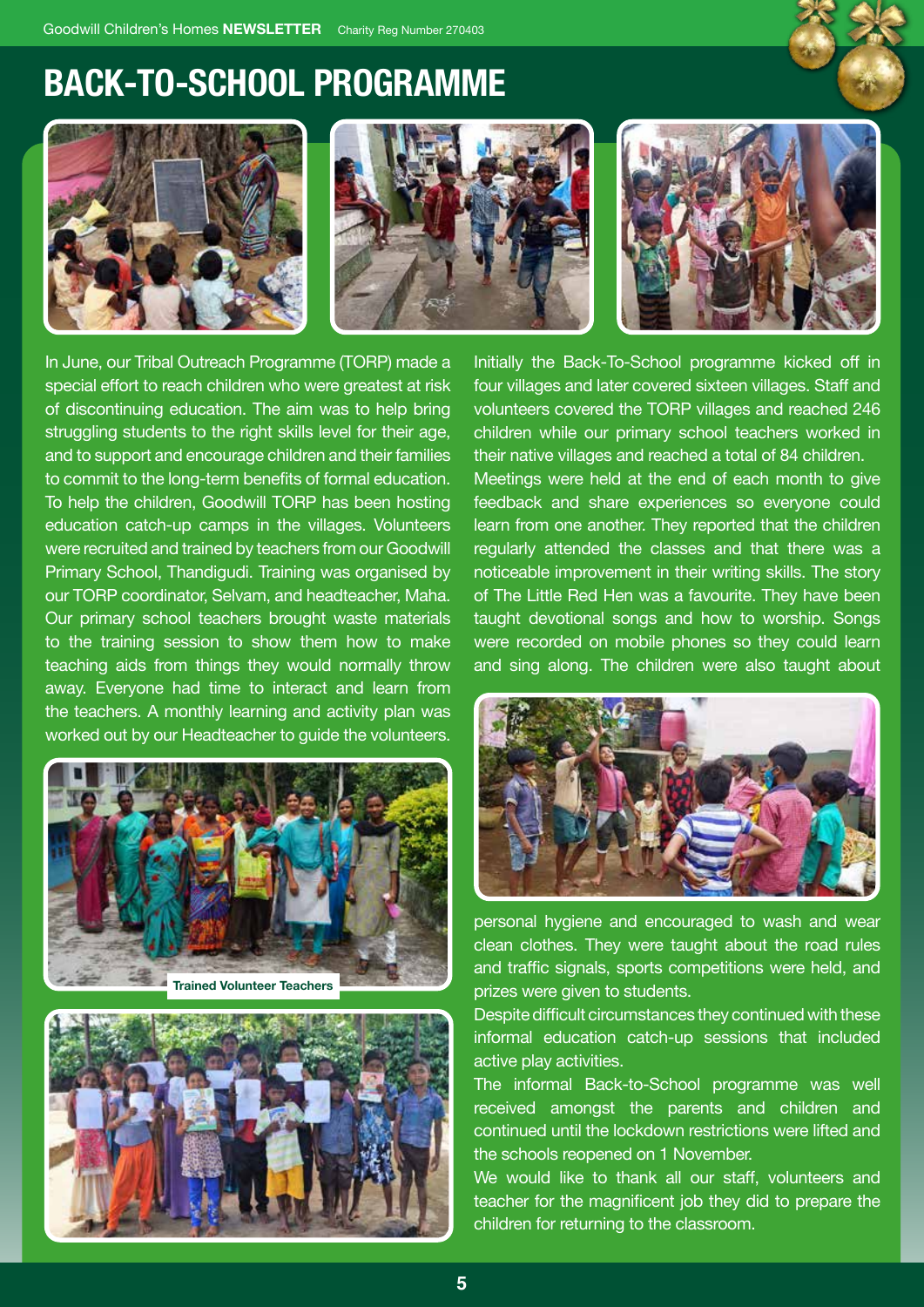# BACK-TO-SCHOOL PROGRAMME

In June, our Tribal Outreach Programme (TORP) made a special effort to reach children who were greatest at risk of discontinuing education. The aim was to help bring struggling students to the right skills level for their age, and to support and encourage children and their families to commit to the long-term benefits of formal education. To help the children, Goodwill TORP has been hosting education catch-up camps in the villages. Volunteers were recruited and trained by teachers from our Goodwill Primary School, Thandigudi. Training was organised by our TORP coordinator, Selvam, and headteacher, Maha. Our primary school teachers brought waste materials to the training session to show them how to make teaching aids from things they would normally throw away. Everyone had time to interact and learn from the teachers. A monthly learning and activity plan was worked out by our Headteacher to guide the volunteers.

Trained Volunteer Teachers

Initially the Back-To-School programme kicked off in four villages and later covered sixteen villages. Staff and volunteers covered the TORP villages and reached 246 children while our primary school teachers worked in their native villages and reached a total of 84 children.

Meetings were held at the end of each month to give feedback and share experiences so everyone could learn from one another. They reported that the children regularly attended the classes and that there was a noticeable improvement in their writing skills. The story of The Little Red Hen was a favourite. They have been taught devotional songs and how to worship. Songs were recorded on mobile phones so they could learn and sing along. The children were also taught about personal hygiene and encouraged to wash and wear clean clothes. They were taught about the road rules and traffic signals, sports competitions were held, and prizes were given to students.

Despite difficult circumstances they continued with these informal education catch-up sessions that included active play activities.

The informal Back-to-School programme was well received amongst the parents and children and continued until the lockdown restrictions were lifted and the schools reopened on 1 November.

We would like to thank all our staff, volunteers and teacher for the magnificent job they did to prepare the children for returning to the classroom.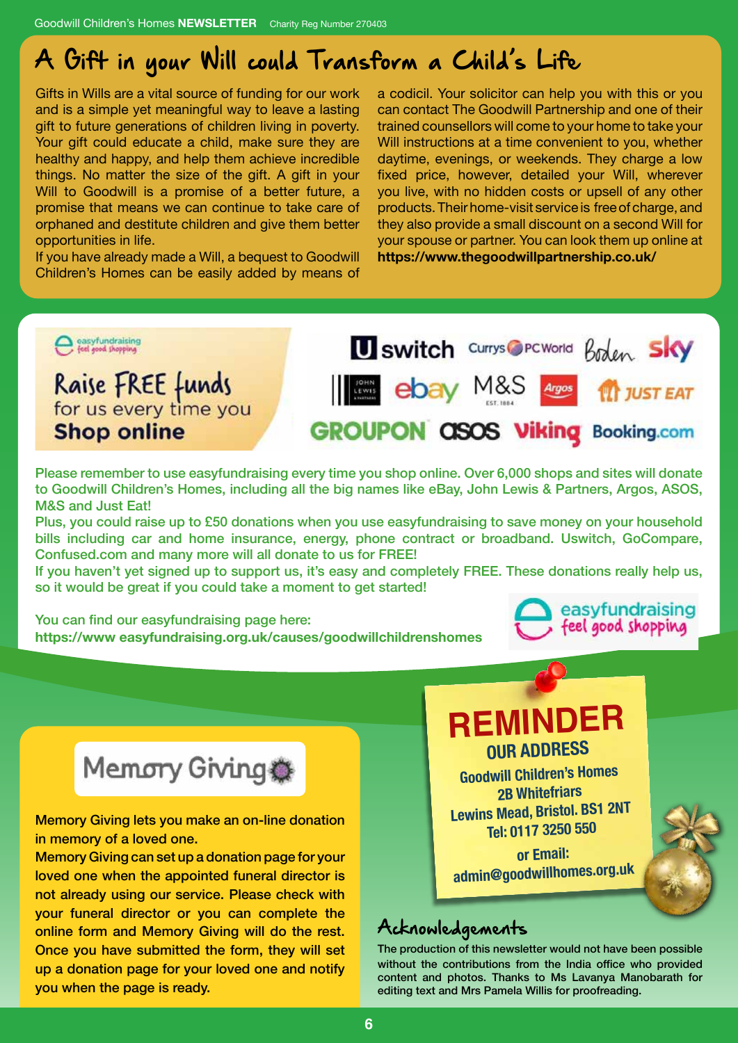# A Gift in your Will could Transform a Child's Life

Gifts in Wills are a vital source of funding for our work and is a simple yet meaningful way to leave a lasting gift to future generations of children living in poverty. Your gift could educate a child, make sure they are healthy and happy, and help them achieve incredible things. No matter the size of the gift. A gift in your Will to Goodwill is a promise of a better future, a promise that means we can continue to take care of orphaned and destitute children and give them better opportunities in life.

If you have already made a Will, a bequest to Goodwill Children's Homes can be easily added by means of a codicil. Your solicitor can help you with this or you can contact The Goodwill Partnership and one of their trained counsellors will come to your home to take your Will instructions at a time convenient to you, whether daytime, evenings, or weekends. They charge a low fixed price, however, detailed your Will, wherever you live, with no hidden costs or upsell of any other products. Their home-visit service is free of charge, and they also provide a small discount on a second Will for your spouse or partner. You can look them up online at **https://www.thegoodwillpartnership.co.uk/**

## Raise FREE funds for us every time you Shop online

easyfundraising – feel good shopping

uswitch · Currys PC World · Boden · sky · John Lewis & Partners · ebay · M&S · Argos · JUST EAT · GROUPON · asos · Viking · Booking.com

Please remember to use easyfundraising every time you shop online. Over 6,000 shops and sites will donate to Goodwill Children's Homes, including all the big names like eBay, John Lewis & Partners, Argos, ASOS, M&S and Just Eat!

Plus, you could raise up to £50 donations when you use easyfundraising to save money on your household bills including car and home insurance, energy, phone contract or broadband. Uswitch, GoCompare, Confused.com and many more will all donate to us for FREE!

If you haven't yet signed up to support us, it's easy and completely FREE. These donations really help us, so it would be great if you could take a moment to get started!

You can find our easyfundraising page here:
**https://www easyfundraising.org.uk/causes/goodwillchildrenshomes**

## Memory Giving

Memory Giving lets you make an on-line donation in memory of a loved one.

Memory Giving can set up a donation page for your loved one when the appointed funeral director is not already using our service. Please check with your funeral director or you can complete the online form and Memory Giving will do the rest. Once you have submitted the form, they will set up a donation page for your loved one and notify you when the page is ready.

## REMINDER

**OUR ADDRESS**

Goodwill Children's Homes
2B Whitefriars
Lewins Mead, Bristol. BS1 2NT
Tel: 0117 3250 550
or Email:
admin@goodwillhomes.org.uk

## Acknowledgements

The production of this newsletter would not have been possible without the contributions from the India office who provided content and photos. Thanks to Ms Lavanya Manobarath for editing text and Mrs Pamela Willis for proofreading.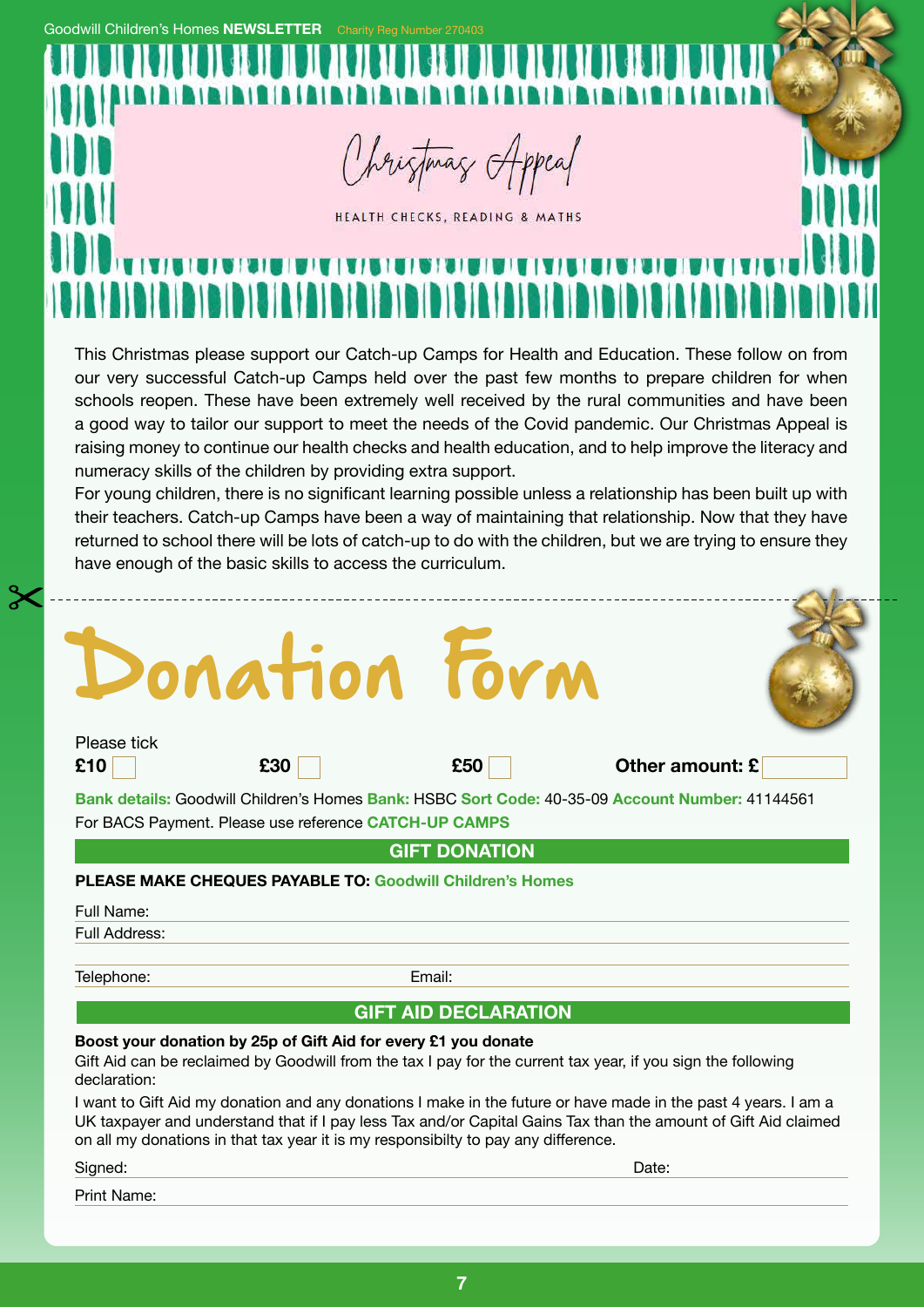# Christmas Appeal

HEALTH CHECKS, READING & MATHS

This Christmas please support our Catch-up Camps for Health and Education. These follow on from our very successful Catch-up Camps held over the past few months to prepare children for when schools reopen. These have been extremely well received by the rural communities and have been a good way to tailor our support to meet the needs of the Covid pandemic. Our Christmas Appeal is raising money to continue our health checks and health education, and to help improve the literacy and numeracy skills of the children by providing extra support.

For young children, there is no significant learning possible unless a relationship has been built up with their teachers. Catch-up Camps have been a way of maintaining that relationship. Now that they have returned to school there will be lots of catch-up to do with the children, but we are trying to ensure they have enough of the basic skills to access the curriculum.

---

# Donation Form

Please tick

**£10** ☐ **£30** ☐ **£50** ☐ **Other amount: £** ______

**Bank details:** Goodwill Children's Homes **Bank:** HSBC **Sort Code:** 40-35-09 **Account Number:** 41144561

For BACS Payment. Please use reference **CATCH-UP CAMPS**

## GIFT DONATION

**PLEASE MAKE CHEQUES PAYABLE TO: Goodwill Children's Homes**

Full Name:

Full Address:

Telephone: Email:

## GIFT AID DECLARATION

**Boost your donation by 25p of Gift Aid for every £1 you donate**

Gift Aid can be reclaimed by Goodwill from the tax I pay for the current tax year, if you sign the following declaration:

I want to Gift Aid my donation and any donations I make in the future or have made in the past 4 years. I am a UK taxpayer and understand that if I pay less Tax and/or Capital Gains Tax than the amount of Gift Aid claimed on all my donations in that tax year it is my responsibilty to pay any difference.

Signed: Date:

Print Name: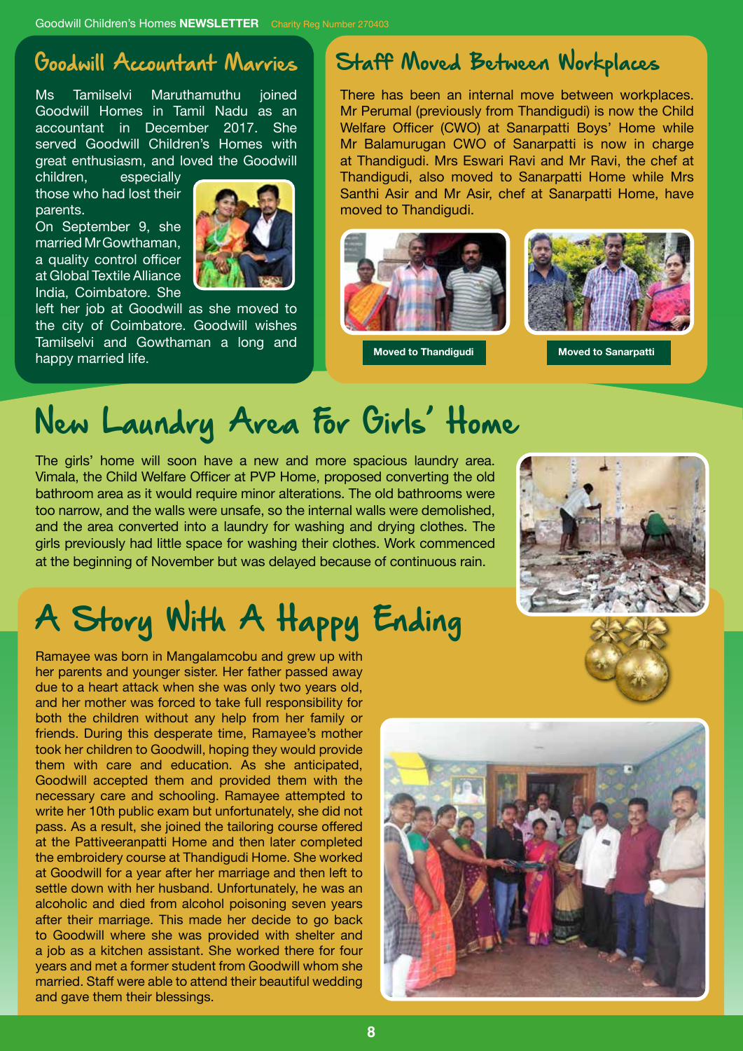## Goodwill Accountant Marries

Ms Tamilselvi Maruthamuthu joined Goodwill Homes in Tamil Nadu as an accountant in December 2017. She served Goodwill Children's Homes with great enthusiasm, and loved the Goodwill children, especially those who had lost their parents.

On September 9, she married Mr Gowthaman, a quality control officer at Global Textile Alliance India, Coimbatore. She left her job at Goodwill as she moved to the city of Coimbatore. Goodwill wishes Tamilselvi and Gowthaman a long and happy married life.

## Staff Moved Between Workplaces

There has been an internal move between workplaces. Mr Perumal (previously from Thandigudi) is now the Child Welfare Officer (CWO) at Sanarpatti Boys' Home while Mr Balamurugan CWO of Sanarpatti is now in charge at Thandigudi. Mrs Eswari Ravi and Mr Ravi, the chef at Thandigudi, also moved to Sanarpatti Home while Mrs Santhi Asir and Mr Asir, chef at Sanarpatti Home, have moved to Thandigudi.

Moved to Thandigudi

Moved to Sanarpatti

# New Laundry Area For Girls' Home

The girls' home will soon have a new and more spacious laundry area. Vimala, the Child Welfare Officer at PVP Home, proposed converting the old bathroom area as it would require minor alterations. The old bathrooms were too narrow, and the walls were unsafe, so the internal walls were demolished, and the area converted into a laundry for washing and drying clothes. The girls previously had little space for washing their clothes. Work commenced at the beginning of November but was delayed because of continuous rain.

# A Story With A Happy Ending

Ramayee was born in Mangalamcobu and grew up with her parents and younger sister. Her father passed away due to a heart attack when she was only two years old, and her mother was forced to take full responsibility for both the children without any help from her family or friends. During this desperate time, Ramayee's mother took her children to Goodwill, hoping they would provide them with care and education. As she anticipated, Goodwill accepted them and provided them with the necessary care and schooling. Ramayee attempted to write her 10th public exam but unfortunately, she did not pass. As a result, she joined the tailoring course offered at the Pattiveeranpatti Home and then later completed the embroidery course at Thandigudi Home. She worked at Goodwill for a year after her marriage and then left to settle down with her husband. Unfortunately, he was an alcoholic and died from alcohol poisoning seven years after their marriage. This made her decide to go back to Goodwill where she was provided with shelter and a job as a kitchen assistant. She worked there for four years and met a former student from Goodwill whom she married. Staff were able to attend their beautiful wedding and gave them their blessings.